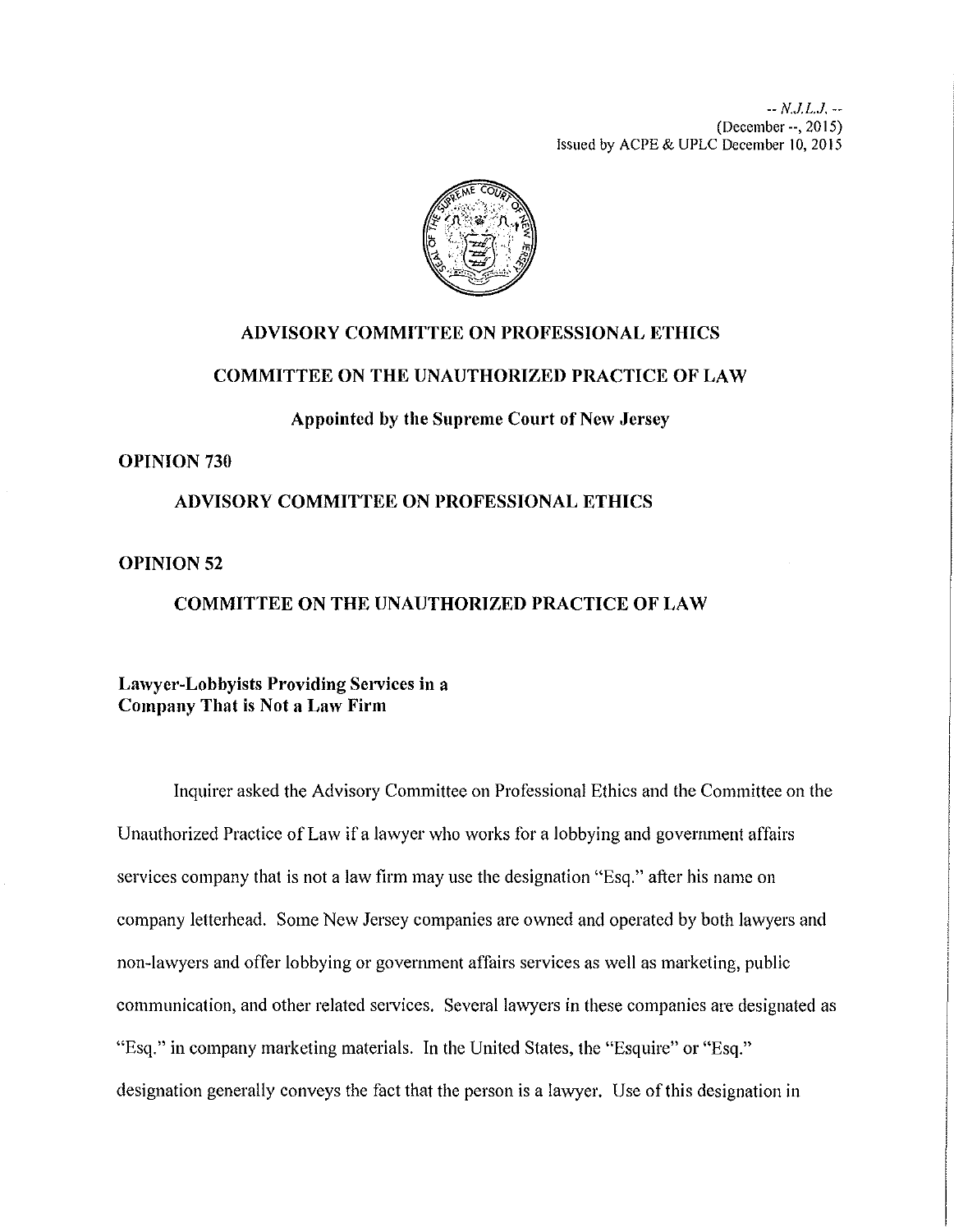-- *N.J.L.J.* --
(December --, 2015)
Issued by ACPE & UPLC December 10, 2015

# ADVISORY COMMITTEE ON PROFESSIONAL ETHICS

# COMMITTEE ON THE UNAUTHORIZED PRACTICE OF LAW

**Appointed by the Supreme Court of New Jersey**

**OPINION 730**

## ADVISORY COMMITTEE ON PROFESSIONAL ETHICS

**OPINION 52**

## COMMITTEE ON THE UNAUTHORIZED PRACTICE OF LAW

**Lawyer-Lobbyists Providing Services in a Company That is Not a Law Firm**

Inquirer asked the Advisory Committee on Professional Ethics and the Committee on the Unauthorized Practice of Law if a lawyer who works for a lobbying and government affairs services company that is not a law firm may use the designation "Esq." after his name on company letterhead. Some New Jersey companies are owned and operated by both lawyers and non-lawyers and offer lobbying or government affairs services as well as marketing, public communication, and other related services. Several lawyers in these companies are designated as "Esq." in company marketing materials. In the United States, the "Esquire" or "Esq." designation generally conveys the fact that the person is a lawyer. Use of this designation in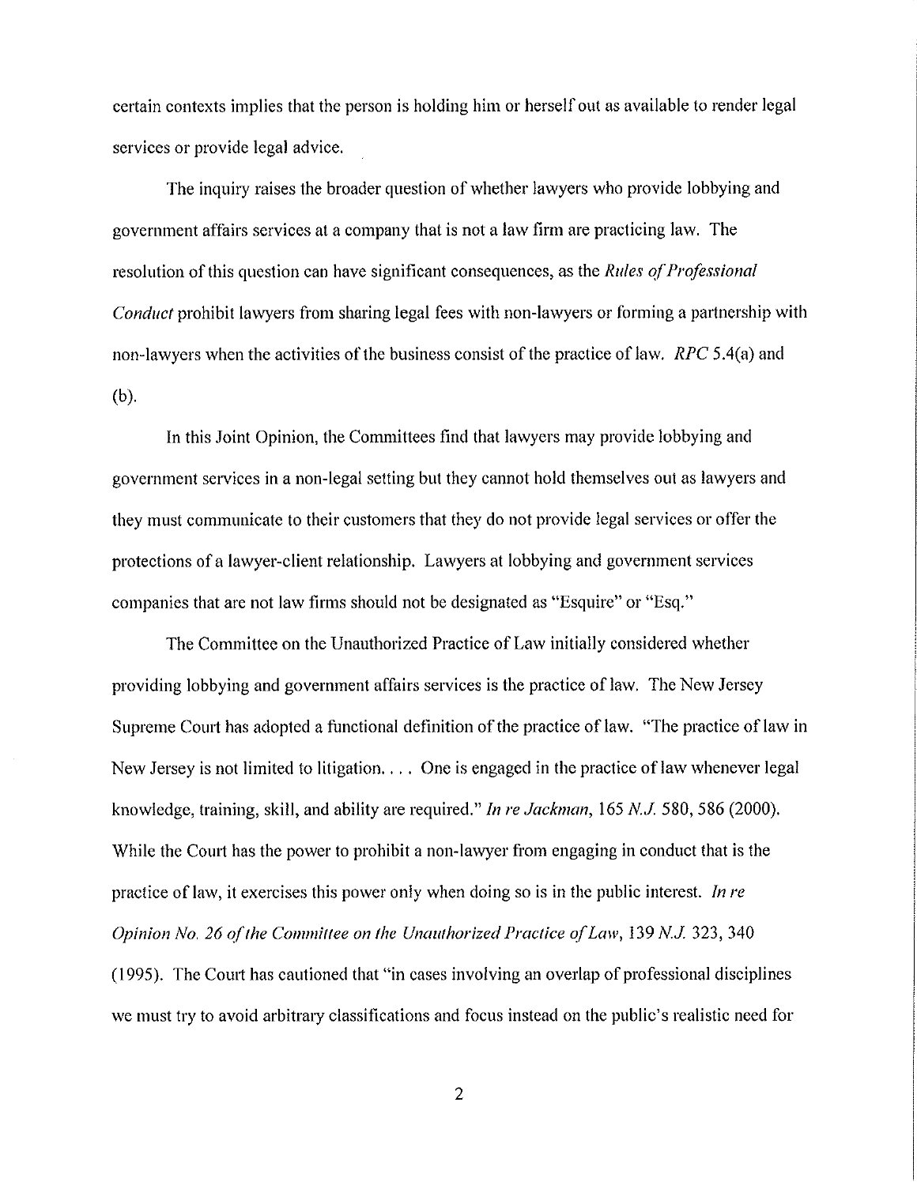certain contexts implies that the person is holding him or herself out as available to render legal services or provide legal advice.

The inquiry raises the broader question of whether lawyers who provide lobbying and government affairs services at a company that is not a law firm are practicing law. The resolution of this question can have significant consequences, as the *Rules of Professional Conduct* prohibit lawyers from sharing legal fees with non-lawyers or forming a partnership with non-lawyers when the activities of the business consist of the practice of law. *RPC* 5.4(a) and (b).

In this Joint Opinion, the Committees find that lawyers may provide lobbying and government services in a non-legal setting but they cannot hold themselves out as lawyers and they must communicate to their customers that they do not provide legal services or offer the protections of a lawyer-client relationship. Lawyers at lobbying and government services companies that are not law firms should not be designated as "Esquire" or "Esq."

The Committee on the Unauthorized Practice of Law initially considered whether providing lobbying and government affairs services is the practice of law. The New Jersey Supreme Court has adopted a functional definition of the practice of law. "The practice of law in New Jersey is not limited to litigation. . . . One is engaged in the practice of law whenever legal knowledge, training, skill, and ability are required." *In re Jackman*, 165 *N.J.* 580, 586 (2000). While the Court has the power to prohibit a non-lawyer from engaging in conduct that is the practice of law, it exercises this power only when doing so is in the public interest. *In re Opinion No. 26 of the Committee on the Unauthorized Practice of Law*, 139 *N.J.* 323, 340 (1995). The Court has cautioned that "in cases involving an overlap of professional disciplines we must try to avoid arbitrary classifications and focus instead on the public's realistic need for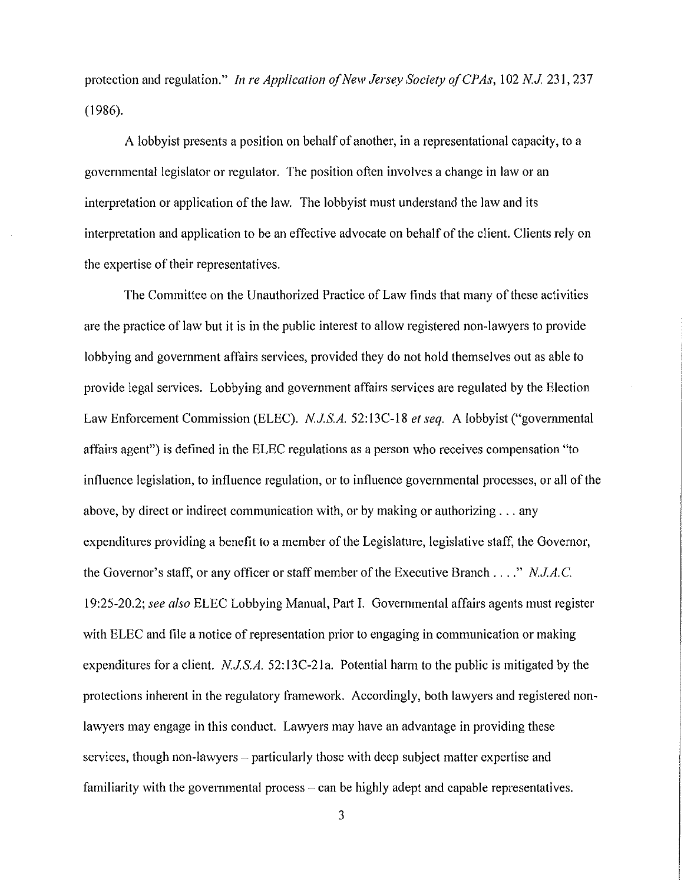protection and regulation." *In re Application of New Jersey Society of CPAs*, 102 *N.J.* 231, 237 (1986).

A lobbyist presents a position on behalf of another, in a representational capacity, to a governmental legislator or regulator. The position often involves a change in law or an interpretation or application of the law. The lobbyist must understand the law and its interpretation and application to be an effective advocate on behalf of the client. Clients rely on the expertise of their representatives.

The Committee on the Unauthorized Practice of Law finds that many of these activities are the practice of law but it is in the public interest to allow registered non-lawyers to provide lobbying and government affairs services, provided they do not hold themselves out as able to provide legal services. Lobbying and government affairs services are regulated by the Election Law Enforcement Commission (ELEC). *N.J.S.A.* 52:13C-18 *et seq.* A lobbyist ("governmental affairs agent") is defined in the ELEC regulations as a person who receives compensation "to influence legislation, to influence regulation, or to influence governmental processes, or all of the above, by direct or indirect communication with, or by making or authorizing . . . any expenditures providing a benefit to a member of the Legislature, legislative staff, the Governor, the Governor's staff, or any officer or staff member of the Executive Branch . . . ." *N.J.A.C.* 19:25-20.2; *see also* ELEC Lobbying Manual, Part I. Governmental affairs agents must register with ELEC and file a notice of representation prior to engaging in communication or making expenditures for a client. *N.J.S.A.* 52:13C-21a. Potential harm to the public is mitigated by the protections inherent in the regulatory framework. Accordingly, both lawyers and registered non-lawyers may engage in this conduct. Lawyers may have an advantage in providing these services, though non-lawyers – particularly those with deep subject matter expertise and familiarity with the governmental process – can be highly adept and capable representatives.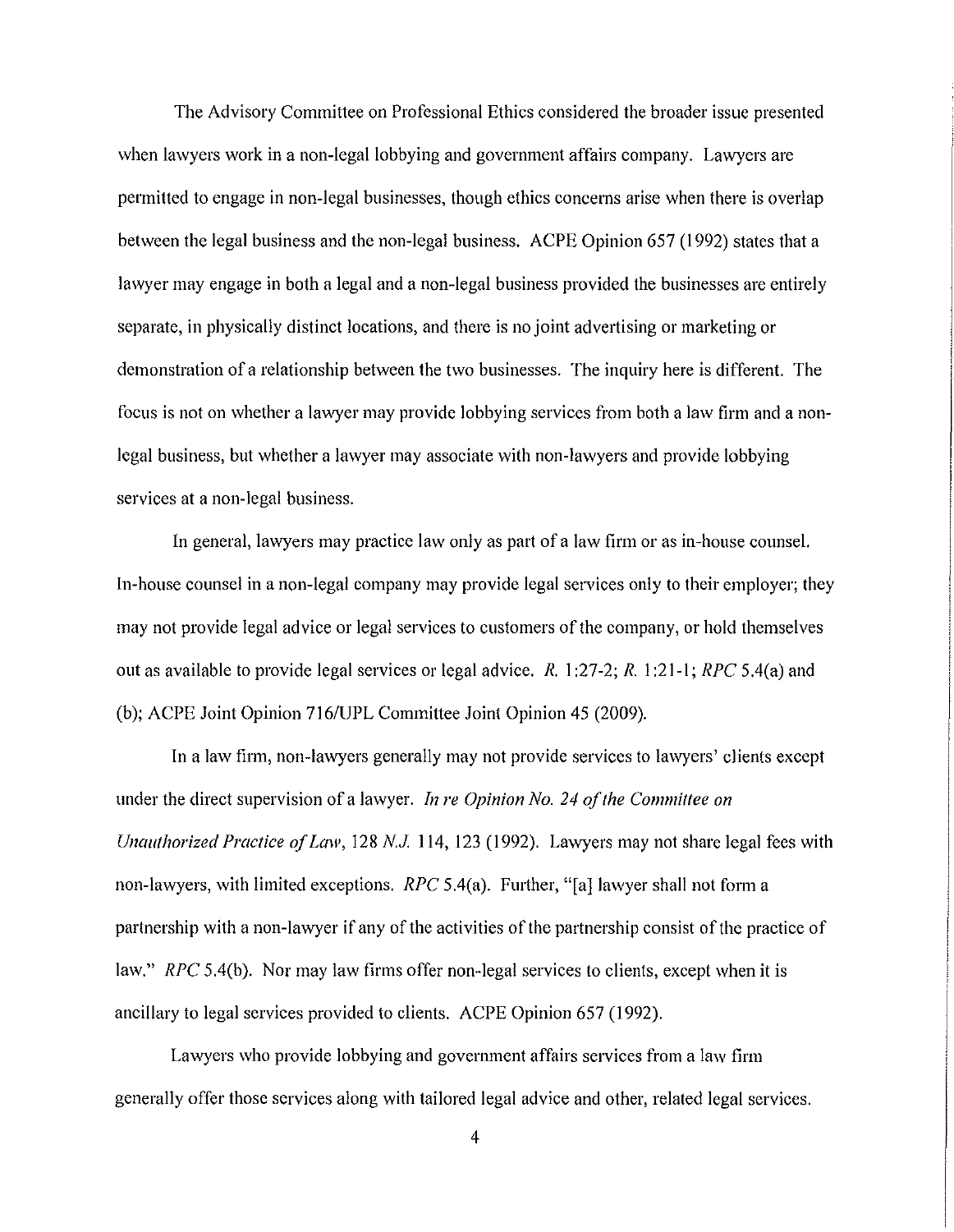The Advisory Committee on Professional Ethics considered the broader issue presented when lawyers work in a non-legal lobbying and government affairs company. Lawyers are permitted to engage in non-legal businesses, though ethics concerns arise when there is overlap between the legal business and the non-legal business. ACPE Opinion 657 (1992) states that a lawyer may engage in both a legal and a non-legal business provided the businesses are entirely separate, in physically distinct locations, and there is no joint advertising or marketing or demonstration of a relationship between the two businesses. The inquiry here is different. The focus is not on whether a lawyer may provide lobbying services from both a law firm and a non-legal business, but whether a lawyer may associate with non-lawyers and provide lobbying services at a non-legal business.

In general, lawyers may practice law only as part of a law firm or as in-house counsel. In-house counsel in a non-legal company may provide legal services only to their employer; they may not provide legal advice or legal services to customers of the company, or hold themselves out as available to provide legal services or legal advice. *R.* 1:27-2; *R.* 1:21-1; *RPC* 5.4(a) and (b); ACPE Joint Opinion 716/UPL Committee Joint Opinion 45 (2009).

In a law firm, non-lawyers generally may not provide services to lawyers' clients except under the direct supervision of a lawyer. *In re Opinion No. 24 of the Committee on Unauthorized Practice of Law*, 128 *N.J.* 114, 123 (1992). Lawyers may not share legal fees with non-lawyers, with limited exceptions. *RPC* 5.4(a). Further, "[a] lawyer shall not form a partnership with a non-lawyer if any of the activities of the partnership consist of the practice of law." *RPC* 5.4(b). Nor may law firms offer non-legal services to clients, except when it is ancillary to legal services provided to clients. ACPE Opinion 657 (1992).

Lawyers who provide lobbying and government affairs services from a law firm generally offer those services along with tailored legal advice and other, related legal services.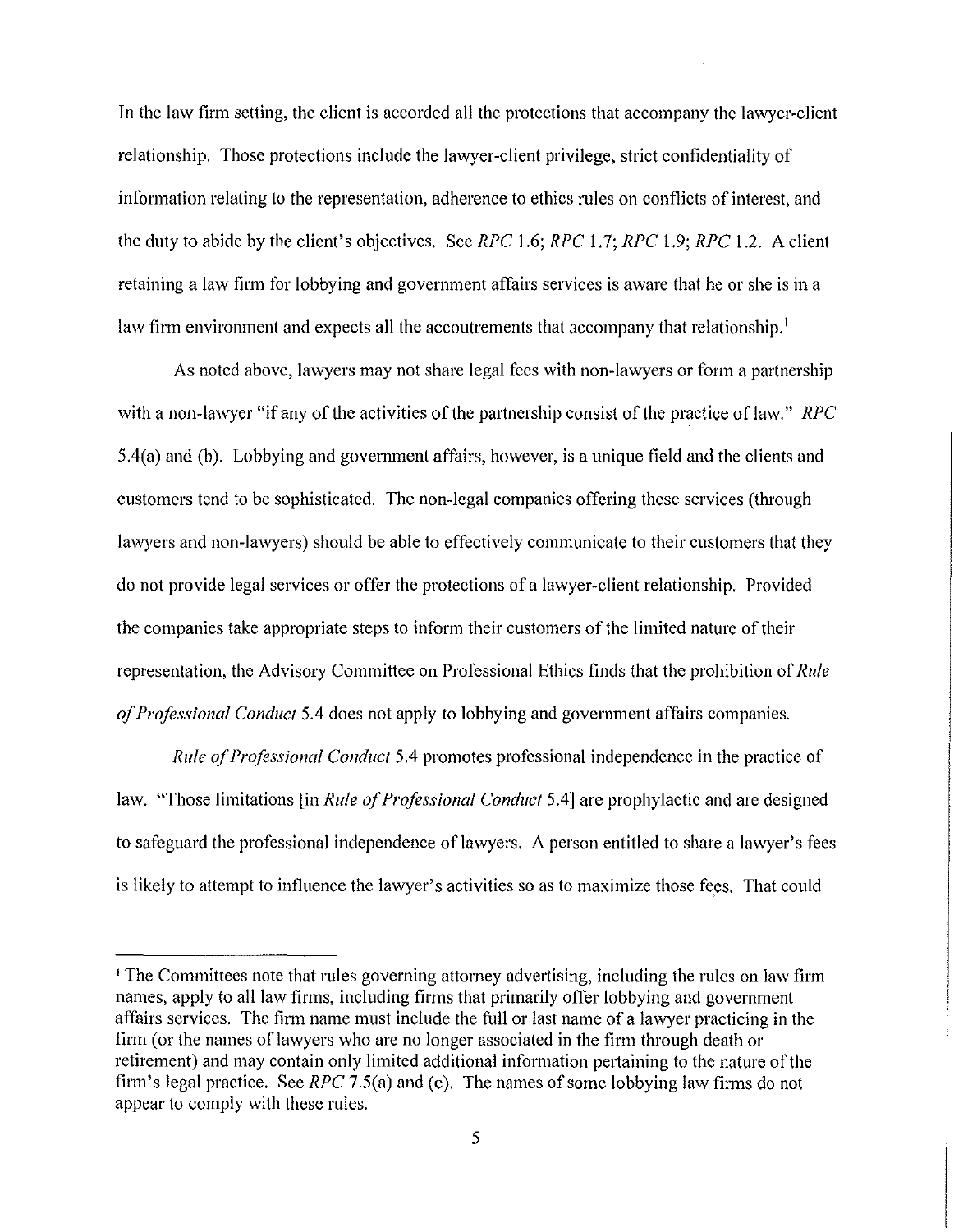In the law firm setting, the client is accorded all the protections that accompany the lawyer-client relationship. Those protections include the lawyer-client privilege, strict confidentiality of information relating to the representation, adherence to ethics rules on conflicts of interest, and the duty to abide by the client's objectives. See *RPC* 1.6; *RPC* 1.7; *RPC* 1.9; *RPC* 1.2. A client retaining a law firm for lobbying and government affairs services is aware that he or she is in a law firm environment and expects all the accoutrements that accompany that relationship.[1]

As noted above, lawyers may not share legal fees with non-lawyers or form a partnership with a non-lawyer "if any of the activities of the partnership consist of the practice of law." *RPC* 5.4(a) and (b). Lobbying and government affairs, however, is a unique field and the clients and customers tend to be sophisticated. The non-legal companies offering these services (through lawyers and non-lawyers) should be able to effectively communicate to their customers that they do not provide legal services or offer the protections of a lawyer-client relationship. Provided the companies take appropriate steps to inform their customers of the limited nature of their representation, the Advisory Committee on Professional Ethics finds that the prohibition of *Rule of Professional Conduct* 5.4 does not apply to lobbying and government affairs companies.

*Rule of Professional Conduct* 5.4 promotes professional independence in the practice of law. "Those limitations [in *Rule of Professional Conduct* 5.4] are prophylactic and are designed to safeguard the professional independence of lawyers. A person entitled to share a lawyer's fees is likely to attempt to influence the lawyer's activities so as to maximize those fees. That could

---

[1] The Committees note that rules governing attorney advertising, including the rules on law firm names, apply to all law firms, including firms that primarily offer lobbying and government affairs services. The firm name must include the full or last name of a lawyer practicing in the firm (or the names of lawyers who are no longer associated in the firm through death or retirement) and may contain only limited additional information pertaining to the nature of the firm's legal practice. See *RPC* 7.5(a) and (e). The names of some lobbying law firms do not appear to comply with these rules.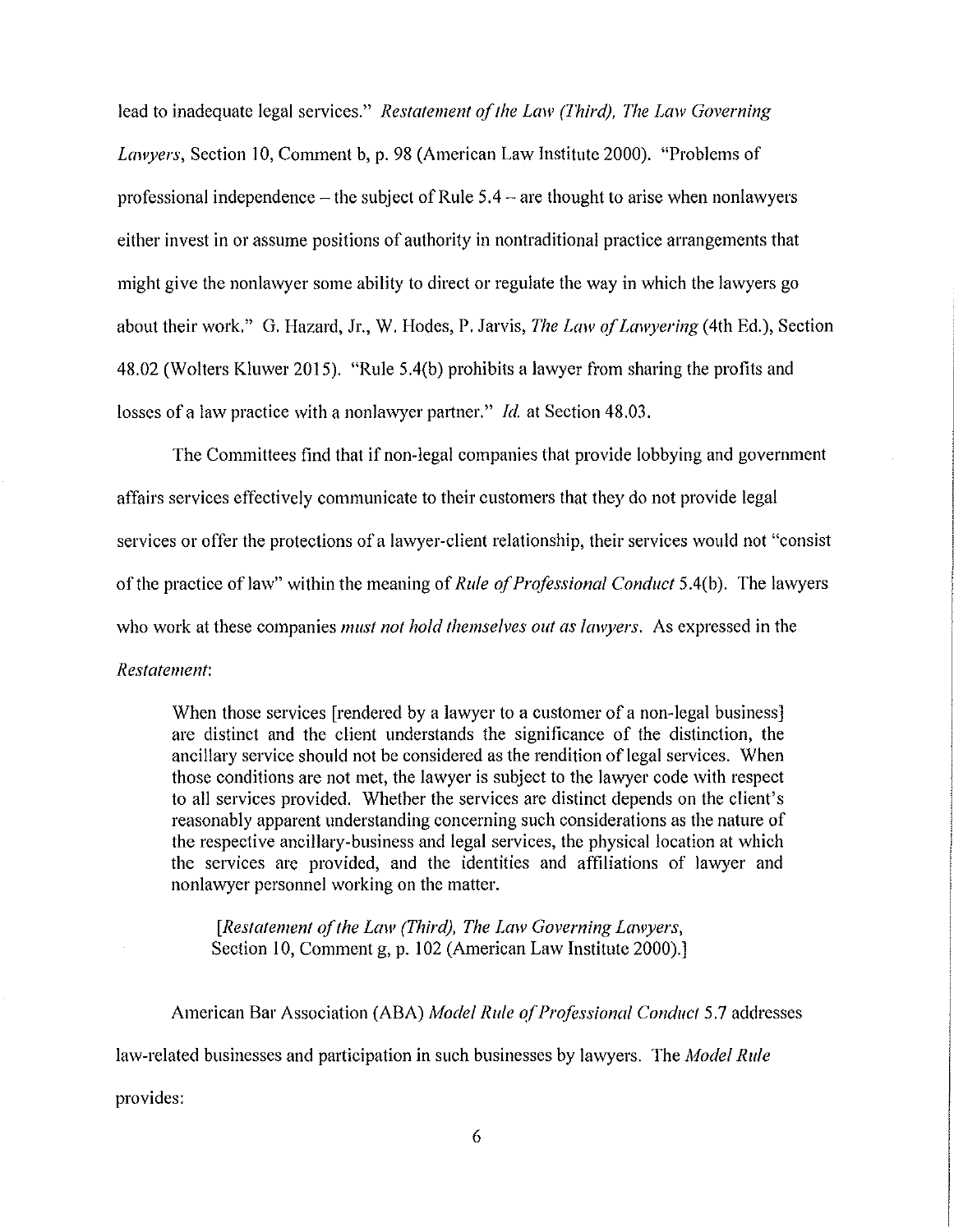lead to inadequate legal services." *Restatement of the Law (Third), The Law Governing Lawyers*, Section 10, Comment b, p. 98 (American Law Institute 2000). "Problems of professional independence – the subject of Rule 5.4 – are thought to arise when nonlawyers either invest in or assume positions of authority in nontraditional practice arrangements that might give the nonlawyer some ability to direct or regulate the way in which the lawyers go about their work." G. Hazard, Jr., W. Hodes, P. Jarvis, *The Law of Lawyering* (4th Ed.), Section 48.02 (Wolters Kluwer 2015). "Rule 5.4(b) prohibits a lawyer from sharing the profits and losses of a law practice with a nonlawyer partner." *Id.* at Section 48.03.

The Committees find that if non-legal companies that provide lobbying and government affairs services effectively communicate to their customers that they do not provide legal services or offer the protections of a lawyer-client relationship, their services would not "consist of the practice of law" within the meaning of *Rule of Professional Conduct* 5.4(b). The lawyers who work at these companies *must not hold themselves out as lawyers*. As expressed in the *Restatement*:

> When those services [rendered by a lawyer to a customer of a non-legal business] are distinct and the client understands the significance of the distinction, the ancillary service should not be considered as the rendition of legal services. When those conditions are not met, the lawyer is subject to the lawyer code with respect to all services provided. Whether the services are distinct depends on the client's reasonably apparent understanding concerning such considerations as the nature of the respective ancillary-business and legal services, the physical location at which the services are provided, and the identities and affiliations of lawyer and nonlawyer personnel working on the matter.
>
> [*Restatement of the Law (Third), The Law Governing Lawyers*, Section 10, Comment g, p. 102 (American Law Institute 2000).]

American Bar Association (ABA) *Model Rule of Professional Conduct* 5.7 addresses law-related businesses and participation in such businesses by lawyers. The *Model Rule* provides: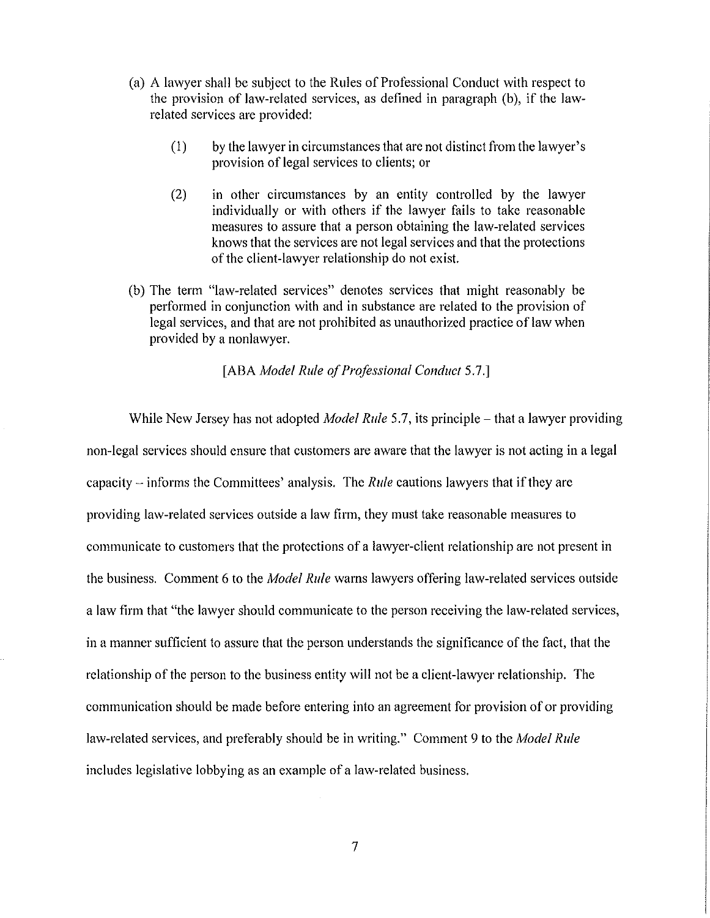(a) A lawyer shall be subject to the Rules of Professional Conduct with respect to the provision of law-related services, as defined in paragraph (b), if the law-related services are provided:

> (1) by the lawyer in circumstances that are not distinct from the lawyer's provision of legal services to clients; or
>
> (2) in other circumstances by an entity controlled by the lawyer individually or with others if the lawyer fails to take reasonable measures to assure that a person obtaining the law-related services knows that the services are not legal services and that the protections of the client-lawyer relationship do not exist.

(b) The term "law-related services" denotes services that might reasonably be performed in conjunction with and in substance are related to the provision of legal services, and that are not prohibited as unauthorized practice of law when provided by a nonlawyer.

[ABA *Model Rule of Professional Conduct* 5.7.]

While New Jersey has not adopted *Model Rule* 5.7, its principle – that a lawyer providing non-legal services should ensure that customers are aware that the lawyer is not acting in a legal capacity – informs the Committees' analysis. The *Rule* cautions lawyers that if they are providing law-related services outside a law firm, they must take reasonable measures to communicate to customers that the protections of a lawyer-client relationship are not present in the business. Comment 6 to the *Model Rule* warns lawyers offering law-related services outside a law firm that "the lawyer should communicate to the person receiving the law-related services, in a manner sufficient to assure that the person understands the significance of the fact, that the relationship of the person to the business entity will not be a client-lawyer relationship. The communication should be made before entering into an agreement for provision of or providing law-related services, and preferably should be in writing." Comment 9 to the *Model Rule* includes legislative lobbying as an example of a law-related business.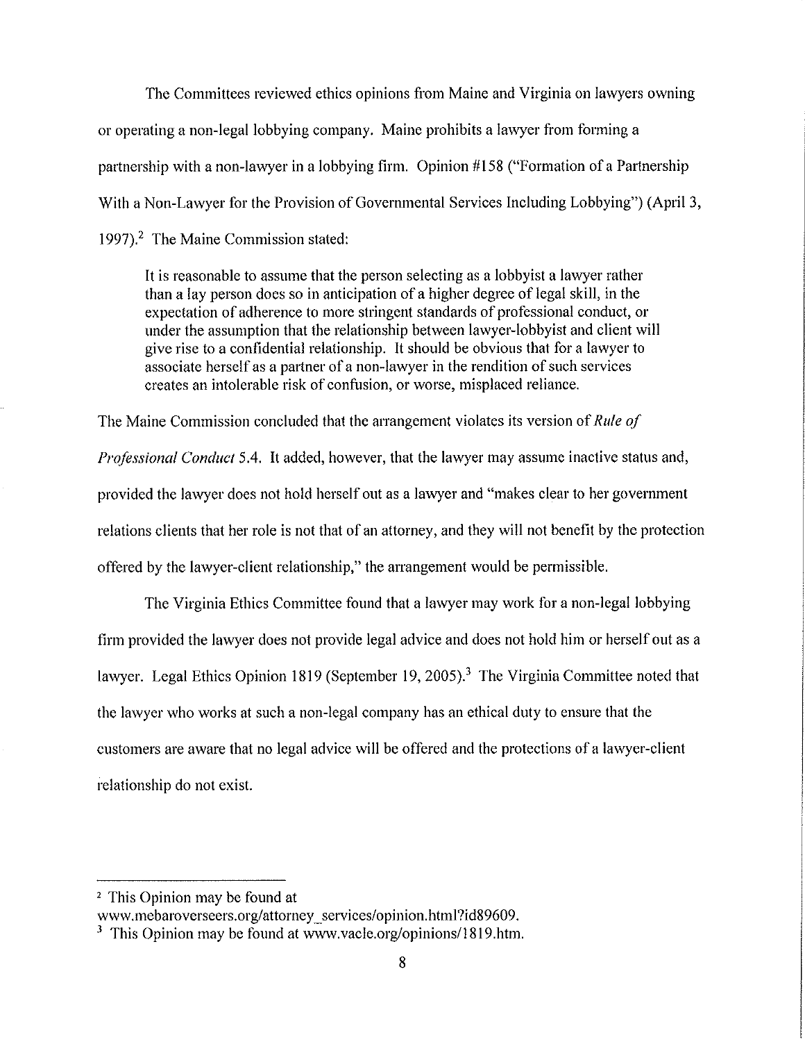The Committees reviewed ethics opinions from Maine and Virginia on lawyers owning or operating a non-legal lobbying company. Maine prohibits a lawyer from forming a partnership with a non-lawyer in a lobbying firm. Opinion #158 ("Formation of a Partnership With a Non-Lawyer for the Provision of Governmental Services Including Lobbying") (April 3, 1997).[2] The Maine Commission stated:

> It is reasonable to assume that the person selecting as a lobbyist a lawyer rather than a lay person does so in anticipation of a higher degree of legal skill, in the expectation of adherence to more stringent standards of professional conduct, or under the assumption that the relationship between lawyer-lobbyist and client will give rise to a confidential relationship. It should be obvious that for a lawyer to associate herself as a partner of a non-lawyer in the rendition of such services creates an intolerable risk of confusion, or worse, misplaced reliance.

The Maine Commission concluded that the arrangement violates its version of *Rule of Professional Conduct* 5.4. It added, however, that the lawyer may assume inactive status and, provided the lawyer does not hold herself out as a lawyer and "makes clear to her government relations clients that her role is not that of an attorney, and they will not benefit by the protection offered by the lawyer-client relationship," the arrangement would be permissible.

The Virginia Ethics Committee found that a lawyer may work for a non-legal lobbying firm provided the lawyer does not provide legal advice and does not hold him or herself out as a lawyer. Legal Ethics Opinion 1819 (September 19, 2005).[3] The Virginia Committee noted that the lawyer who works at such a non-legal company has an ethical duty to ensure that the customers are aware that no legal advice will be offered and the protections of a lawyer-client relationship do not exist.

---

[2] This Opinion may be found at www.mebaroverseers.org/attorney_services/opinion.html?id89609.

[3] This Opinion may be found at www.vacle.org/opinions/1819.htm.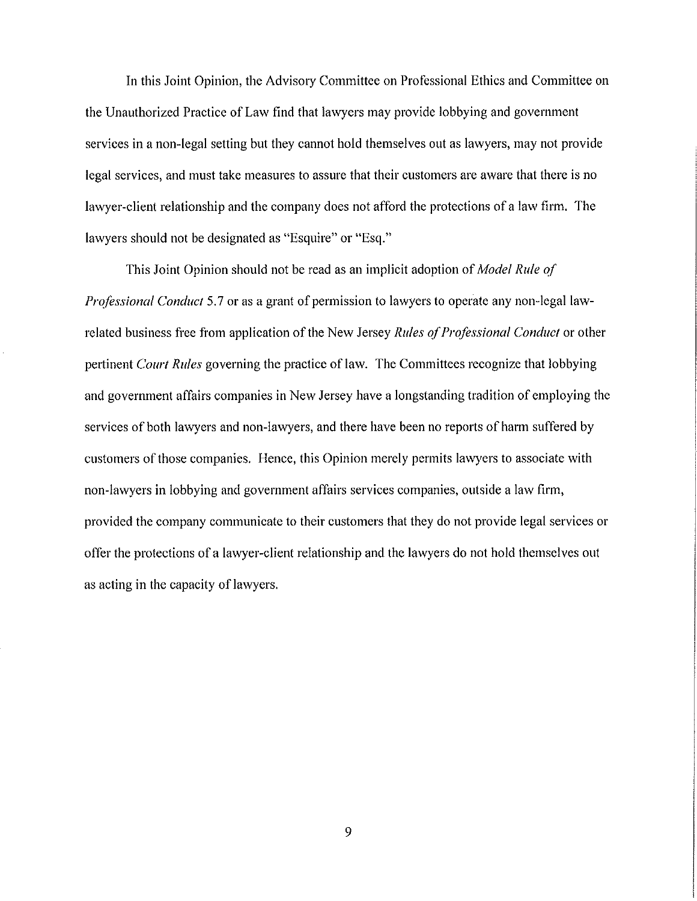In this Joint Opinion, the Advisory Committee on Professional Ethics and Committee on the Unauthorized Practice of Law find that lawyers may provide lobbying and government services in a non-legal setting but they cannot hold themselves out as lawyers, may not provide legal services, and must take measures to assure that their customers are aware that there is no lawyer-client relationship and the company does not afford the protections of a law firm. The lawyers should not be designated as "Esquire" or "Esq."

This Joint Opinion should not be read as an implicit adoption of *Model Rule of Professional Conduct* 5.7 or as a grant of permission to lawyers to operate any non-legal law-related business free from application of the New Jersey *Rules of Professional Conduct* or other pertinent *Court Rules* governing the practice of law. The Committees recognize that lobbying and government affairs companies in New Jersey have a longstanding tradition of employing the services of both lawyers and non-lawyers, and there have been no reports of harm suffered by customers of those companies. Hence, this Opinion merely permits lawyers to associate with non-lawyers in lobbying and government affairs services companies, outside a law firm, provided the company communicate to their customers that they do not provide legal services or offer the protections of a lawyer-client relationship and the lawyers do not hold themselves out as acting in the capacity of lawyers.